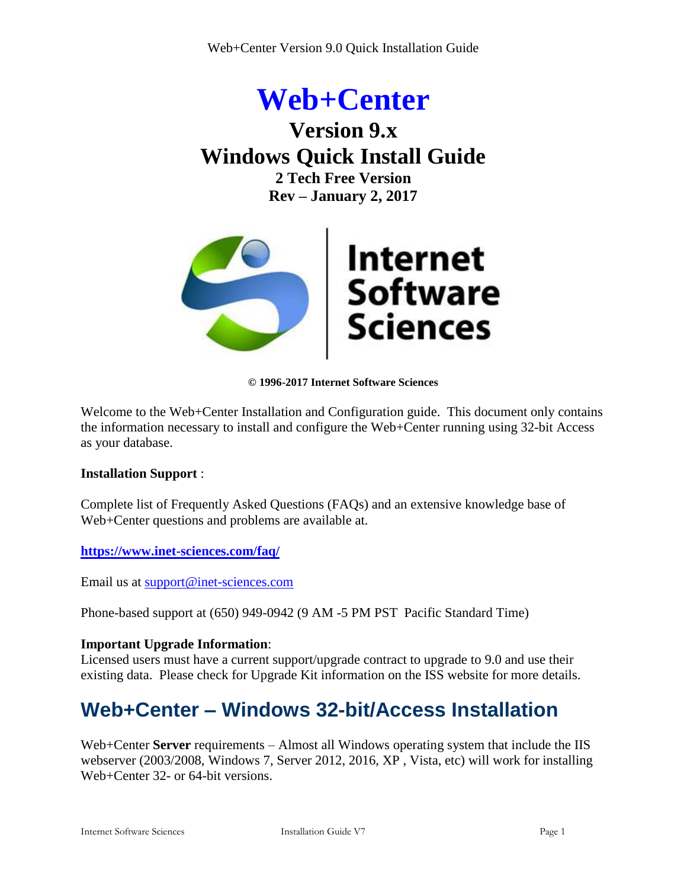# Web+Center

## Version 9.x
## Windows Quick Install Guide

**2 Tech Free Version**
**Rev – January 2, 2017**

Internet Software Sciences

**© 1996-2017 Internet Software Sciences**

Welcome to the Web+Center Installation and Configuration guide. This document only contains the information necessary to install and configure the Web+Center running using 32-bit Access as your database.

**Installation Support** :

Complete list of Frequently Asked Questions (FAQs) and an extensive knowledge base of Web+Center questions and problems are available at.

**https://www.inet-sciences.com/faq/**

Email us at support@inet-sciences.com

Phone-based support at (650) 949-0942 (9 AM -5 PM PST Pacific Standard Time)

**Important Upgrade Information**:
Licensed users must have a current support/upgrade contract to upgrade to 9.0 and use their existing data. Please check for Upgrade Kit information on the ISS website for more details.

## Web+Center – Windows 32-bit/Access Installation

Web+Center **Server** requirements – Almost all Windows operating system that include the IIS webserver (2003/2008, Windows 7, Server 2012, 2016, XP , Vista, etc) will work for installing Web+Center 32- or 64-bit versions.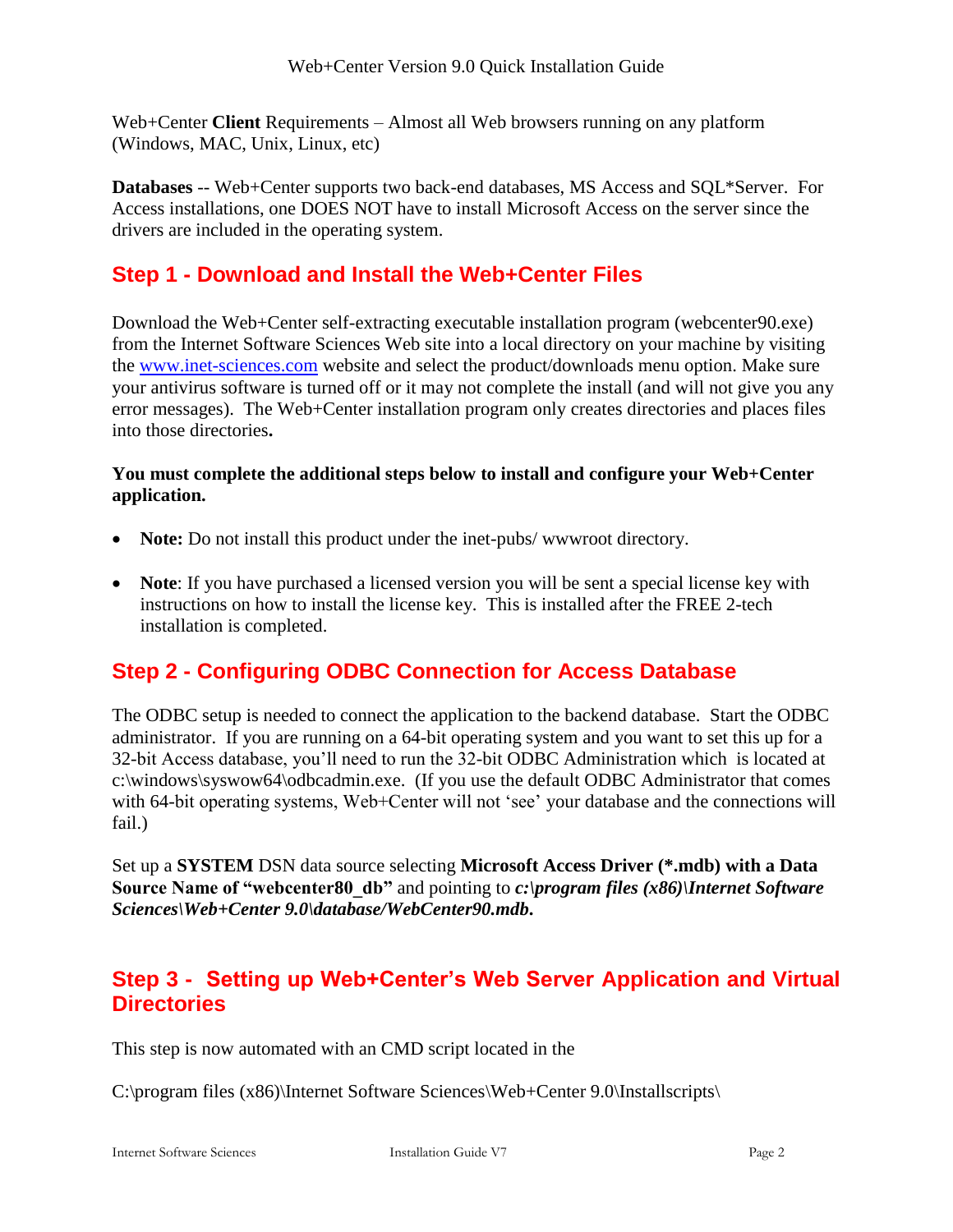Web+Center **Client** Requirements – Almost all Web browsers running on any platform (Windows, MAC, Unix, Linux, etc)

**Databases** -- Web+Center supports two back-end databases, MS Access and SQL*Server. For Access installations, one DOES NOT have to install Microsoft Access on the server since the drivers are included in the operating system.

## Step 1 - Download and Install the Web+Center Files

Download the Web+Center self-extracting executable installation program (webcenter90.exe) from the Internet Software Sciences Web site into a local directory on your machine by visiting the [www.inet-sciences.com](www.inet-sciences.com) website and select the product/downloads menu option. Make sure your antivirus software is turned off or it may not complete the install (and will not give you any error messages). The Web+Center installation program only creates directories and places files into those directories**.**

**You must complete the additional steps below to install and configure your Web+Center application.**

- **Note:** Do not install this product under the inet-pubs/ wwwroot directory.
- **Note**: If you have purchased a licensed version you will be sent a special license key with instructions on how to install the license key. This is installed after the FREE 2-tech installation is completed.

## Step 2 - Configuring ODBC Connection for Access Database

The ODBC setup is needed to connect the application to the backend database. Start the ODBC administrator. If you are running on a 64-bit operating system and you want to set this up for a 32-bit Access database, you'll need to run the 32-bit ODBC Administration which is located at c:\windows\syswow64\odbcadmin.exe. (If you use the default ODBC Administrator that comes with 64-bit operating systems, Web+Center will not 'see' your database and the connections will fail.)

Set up a **SYSTEM** DSN data source selecting **Microsoft Access Driver (*.mdb) with a Data Source Name of "webcenter80_db"** and pointing to ***c:\program files (x86)\Internet Software Sciences\Web+Center 9.0\database/WebCenter90.mdb.***

## Step 3 - Setting up Web+Center's Web Server Application and Virtual Directories

This step is now automated with an CMD script located in the

C:\program files (x86)\Internet Software Sciences\Web+Center 9.0\Installscripts\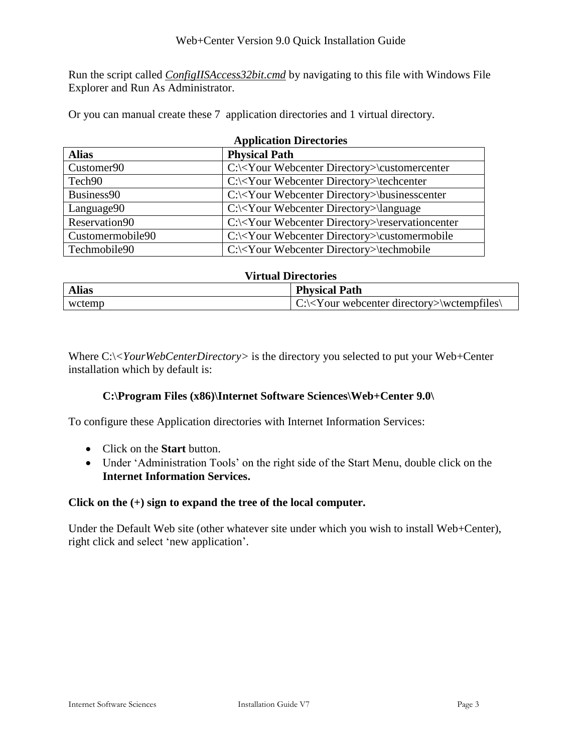Run the script called *ConfigIISAccess32bit.cmd* by navigating to this file with Windows File Explorer and Run As Administrator.

Or you can manual create these 7 application directories and 1 virtual directory.

**Application Directories**

| **Alias** | **Physical Path** |
| --- | --- |
| Customer90 | C:\<Your Webcenter Directory>\customercenter |
| Tech90 | C:\<Your Webcenter Directory>\techcenter |
| Business90 | C:\<Your Webcenter Directory>\businesscenter |
| Language90 | C:\<Your Webcenter Directory>\language |
| Reservation90 | C:\<Your Webcenter Directory>\reservationcenter |
| Customermobile90 | C:\<Your Webcenter Directory>\customermobile |
| Techmobile90 | C:\<Your Webcenter Directory>\techmobile |

**Virtual Directories**

| **Alias** | **Physical Path** |
| --- | --- |
| wctemp | C:\<Your webcenter directory>\wctempfiles\ |

Where C:\<*YourWebCenterDirectory*> is the directory you selected to put your Web+Center installation which by default is:

**C:\Program Files (x86)\Internet Software Sciences\Web+Center 9.0\**

To configure these Application directories with Internet Information Services:

- Click on the **Start** button.
- Under 'Administration Tools' on the right side of the Start Menu, double click on the **Internet Information Services.**

**Click on the (+) sign to expand the tree of the local computer.**

Under the Default Web site (other whatever site under which you wish to install Web+Center), right click and select 'new application'.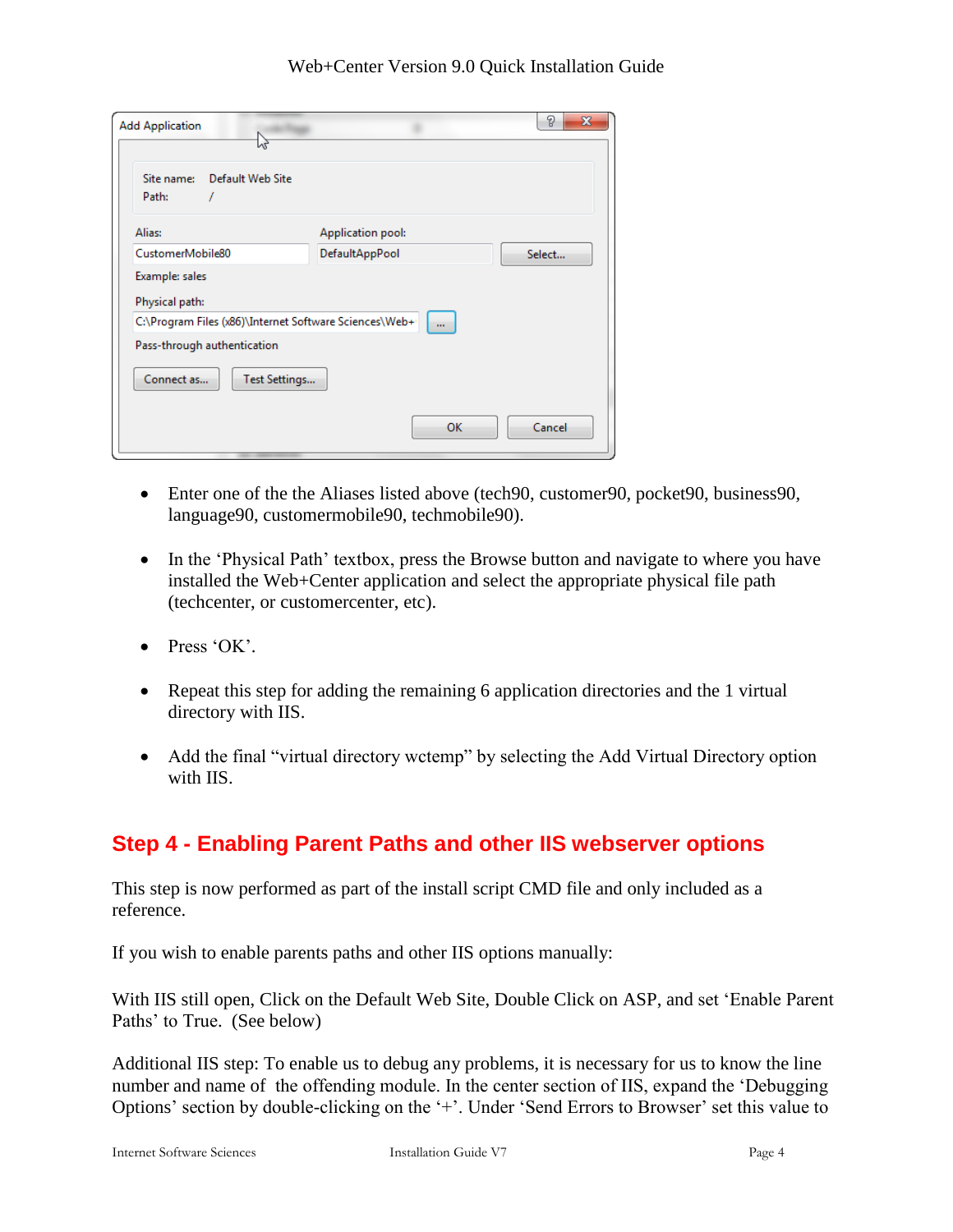- Enter one of the the Aliases listed above (tech90, customer90, pocket90, business90, language90, customermobile90, techmobile90).
- In the ‘Physical Path’ textbox, press the Browse button and navigate to where you have installed the Web+Center application and select the appropriate physical file path (techcenter, or customercenter, etc).
- Press ‘OK’.
- Repeat this step for adding the remaining 6 application directories and the 1 virtual directory with IIS.
- Add the final “virtual directory wctemp” by selecting the Add Virtual Directory option with IIS.

## Step 4 - Enabling Parent Paths and other IIS webserver options

This step is now performed as part of the install script CMD file and only included as a reference.

If you wish to enable parents paths and other IIS options manually:

With IIS still open, Click on the Default Web Site, Double Click on ASP, and set ‘Enable Parent Paths’ to True. (See below)

Additional IIS step: To enable us to debug any problems, it is necessary for us to know the line number and name of the offending module. In the center section of IIS, expand the ‘Debugging Options’ section by double-clicking on the ‘+’. Under ‘Send Errors to Browser’ set this value to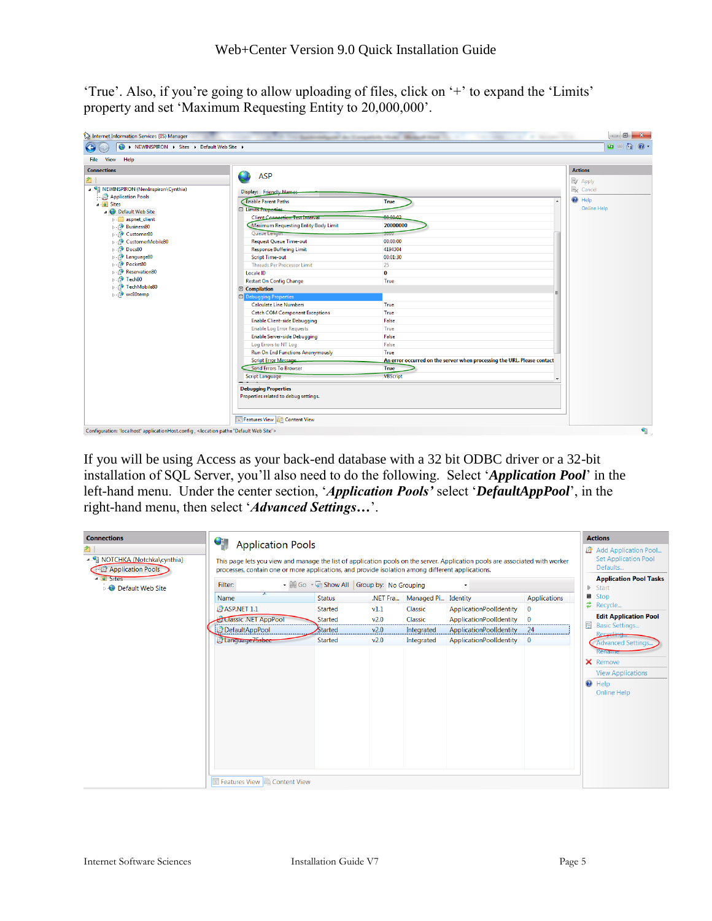'True'. Also, if you're going to allow uploading of files, click on '+' to expand the 'Limits' property and set 'Maximum Requesting Entity to 20,000,000'.

If you will be using Access as your back-end database with a 32 bit ODBC driver or a 32-bit installation of SQL Server, you'll also need to do the following. Select '***Application Pool***' in the left-hand menu. Under the center section, '***Application Pools'*** select '***DefaultAppPool***', in the right-hand menu, then select '***Advanced Settings…***'.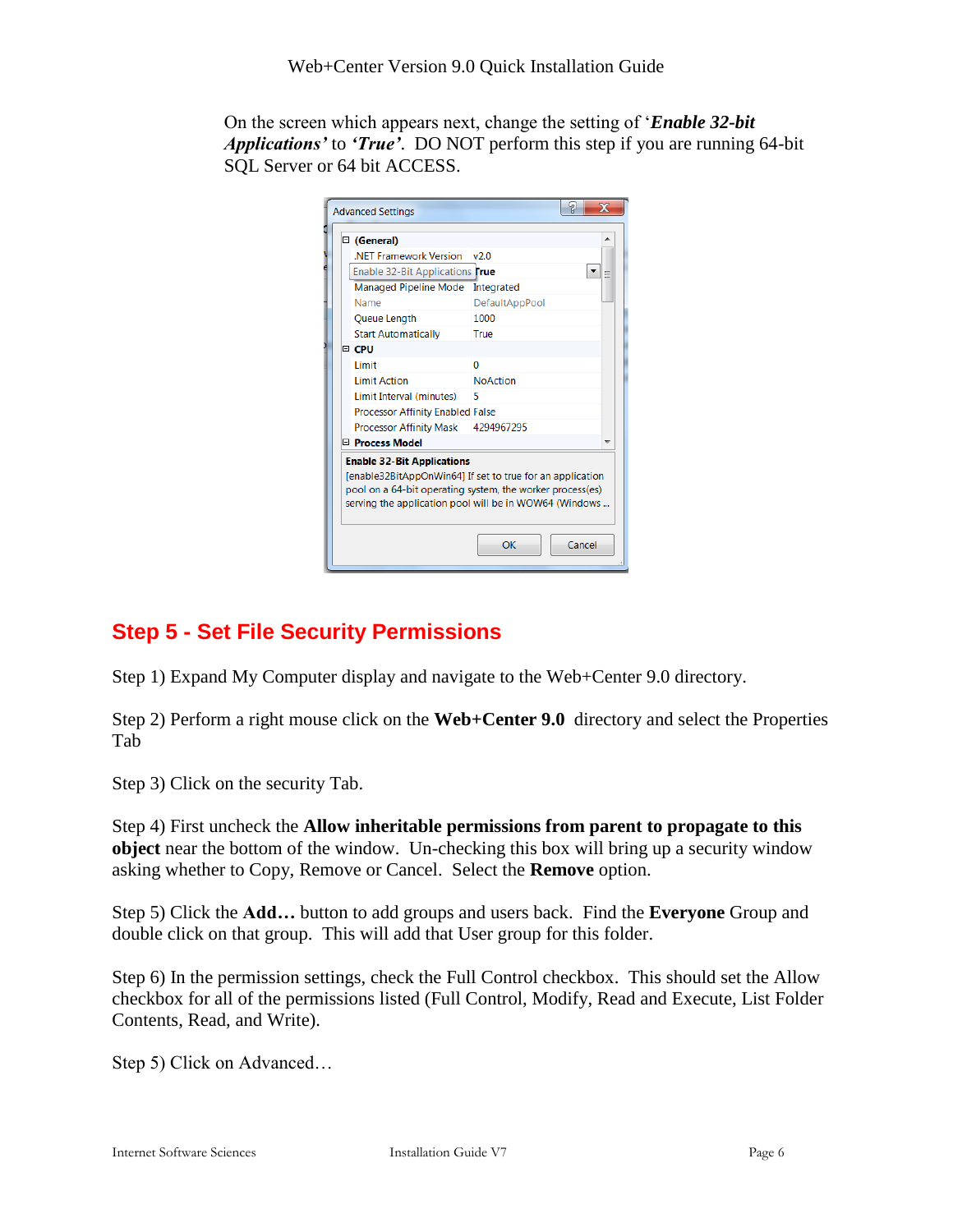On the screen which appears next, change the setting of '***Enable 32-bit Applications'*** to ***'True'***. DO NOT perform this step if you are running 64-bit SQL Server or 64 bit ACCESS.

## Step 5 - Set File Security Permissions

Step 1) Expand My Computer display and navigate to the Web+Center 9.0 directory.

Step 2) Perform a right mouse click on the **Web+Center 9.0** directory and select the Properties Tab

Step 3) Click on the security Tab.

Step 4) First uncheck the **Allow inheritable permissions from parent to propagate to this object** near the bottom of the window. Un-checking this box will bring up a security window asking whether to Copy, Remove or Cancel. Select the **Remove** option.

Step 5) Click the **Add…** button to add groups and users back. Find the **Everyone** Group and double click on that group. This will add that User group for this folder.

Step 6) In the permission settings, check the Full Control checkbox. This should set the Allow checkbox for all of the permissions listed (Full Control, Modify, Read and Execute, List Folder Contents, Read, and Write).

Step 5) Click on Advanced…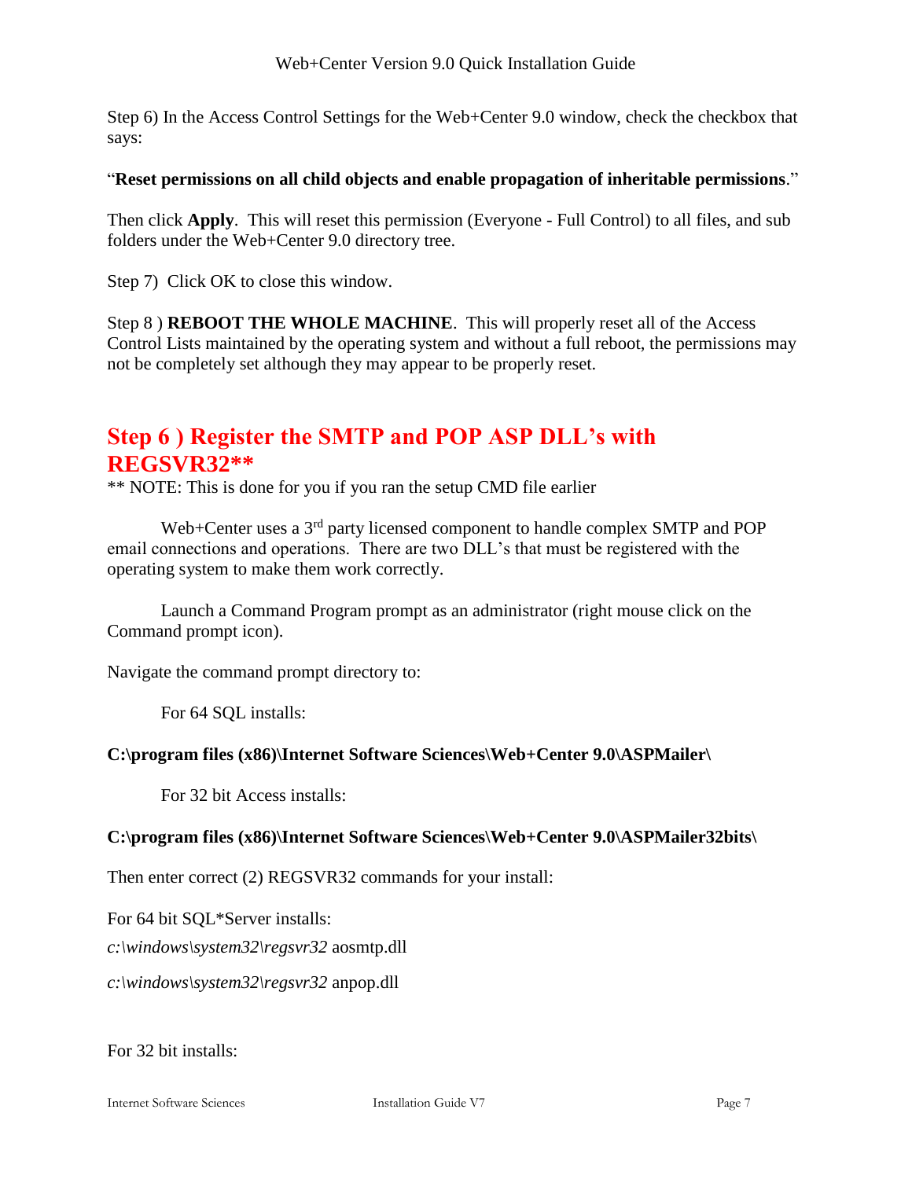Step 6) In the Access Control Settings for the Web+Center 9.0 window, check the checkbox that says:

"**Reset permissions on all child objects and enable propagation of inheritable permissions**."

Then click **Apply**. This will reset this permission (Everyone - Full Control) to all files, and sub folders under the Web+Center 9.0 directory tree.

Step 7) Click OK to close this window.

Step 8 ) **REBOOT THE WHOLE MACHINE**. This will properly reset all of the Access Control Lists maintained by the operating system and without a full reboot, the permissions may not be completely set although they may appear to be properly reset.

## Step 6 ) Register the SMTP and POP ASP DLL's with REGSVR32**

** NOTE: This is done for you if you ran the setup CMD file earlier

Web+Center uses a 3rd party licensed component to handle complex SMTP and POP email connections and operations. There are two DLL's that must be registered with the operating system to make them work correctly.

Launch a Command Program prompt as an administrator (right mouse click on the Command prompt icon).

Navigate the command prompt directory to:

For 64 SQL installs:

**C:\program files (x86)\Internet Software Sciences\Web+Center 9.0\ASPMailer\**

For 32 bit Access installs:

**C:\program files (x86)\Internet Software Sciences\Web+Center 9.0\ASPMailer32bits\**

Then enter correct (2) REGSVR32 commands for your install:

For 64 bit SQL*Server installs:

*c:\windows\system32\regsvr32* aosmtp.dll

*c:\windows\system32\regsvr32* anpop.dll

For 32 bit installs: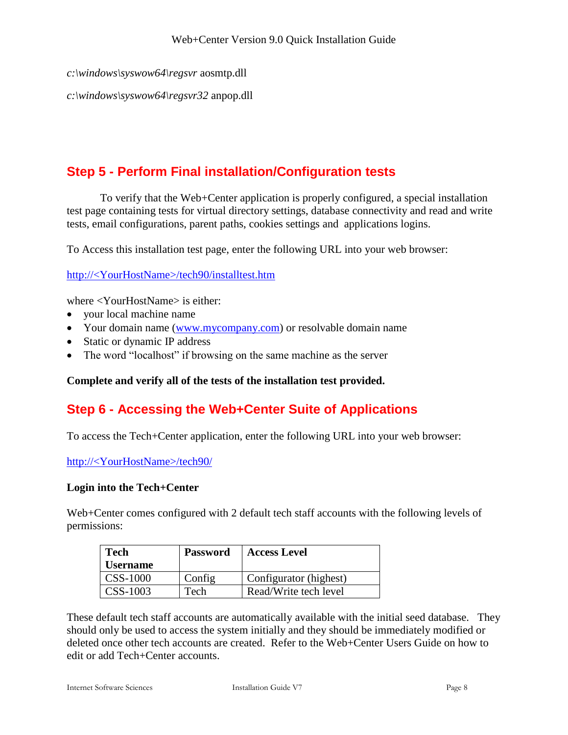*c:\windows\syswow64\regsvr* aosmtp.dll

*c:\windows\syswow64\regsvr32* anpop.dll

## Step 5 - Perform Final installation/Configuration tests

To verify that the Web+Center application is properly configured, a special installation test page containing tests for virtual directory settings, database connectivity and read and write tests, email configurations, parent paths, cookies settings and applications logins.

To Access this installation test page, enter the following URL into your web browser:

http://<YourHostName>/tech90/installtest.htm

where <YourHostName> is either:

- your local machine name
- Your domain name (www.mycompany.com) or resolvable domain name
- Static or dynamic IP address
- The word "localhost" if browsing on the same machine as the server

**Complete and verify all of the tests of the installation test provided.**

## Step 6 - Accessing the Web+Center Suite of Applications

To access the Tech+Center application, enter the following URL into your web browser:

http://<YourHostName>/tech90/

**Login into the Tech+Center**

Web+Center comes configured with 2 default tech staff accounts with the following levels of permissions:

| Tech Username | Password | Access Level |
|---|---|---|
| CSS-1000 | Config | Configurator (highest) |
| CSS-1003 | Tech | Read/Write tech level |

These default tech staff accounts are automatically available with the initial seed database. They should only be used to access the system initially and they should be immediately modified or deleted once other tech accounts are created. Refer to the Web+Center Users Guide on how to edit or add Tech+Center accounts.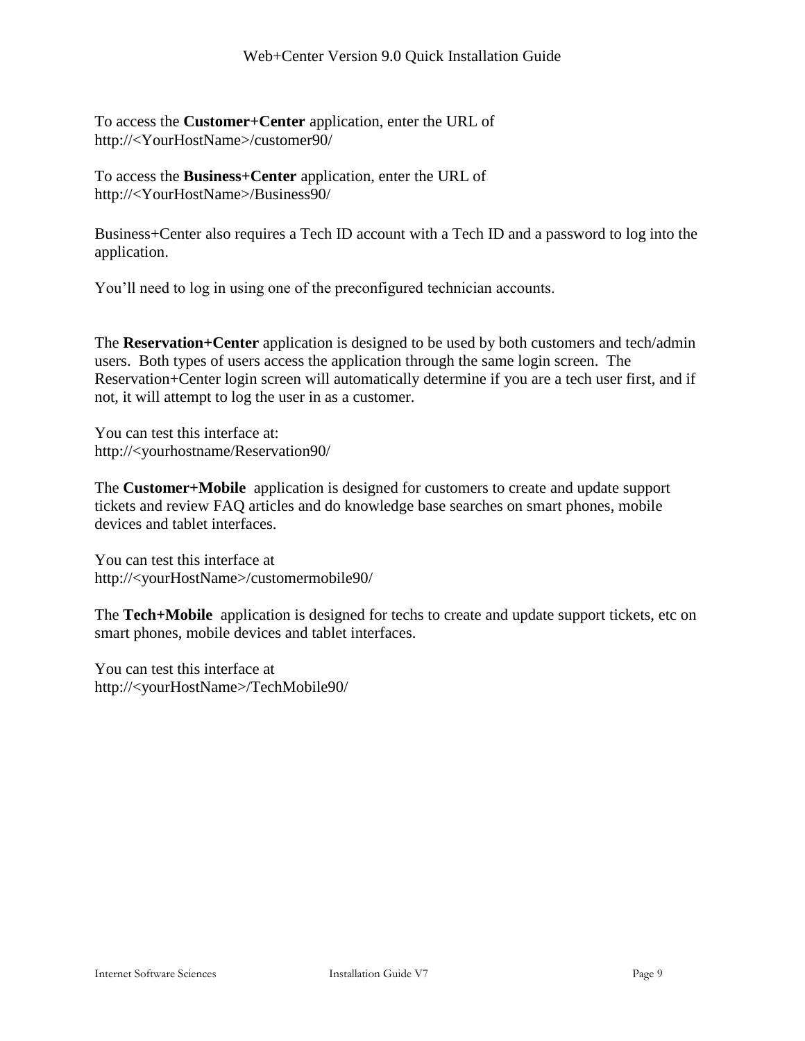To access the **Customer+Center** application, enter the URL of
http://<YourHostName>/customer90/

To access the **Business+Center** application, enter the URL of
http://<YourHostName>/Business90/

Business+Center also requires a Tech ID account with a Tech ID and a password to log into the application.

You'll need to log in using one of the preconfigured technician accounts.

The **Reservation+Center** application is designed to be used by both customers and tech/admin users. Both types of users access the application through the same login screen. The Reservation+Center login screen will automatically determine if you are a tech user first, and if not, it will attempt to log the user in as a customer.

You can test this interface at:
http://<yourhostname/Reservation90/

The **Customer+Mobile** application is designed for customers to create and update support tickets and review FAQ articles and do knowledge base searches on smart phones, mobile devices and tablet interfaces.

You can test this interface at
http://<yourHostName>/customermobile90/

The **Tech+Mobile** application is designed for techs to create and update support tickets, etc on smart phones, mobile devices and tablet interfaces.

You can test this interface at
http://<yourHostName>/TechMobile90/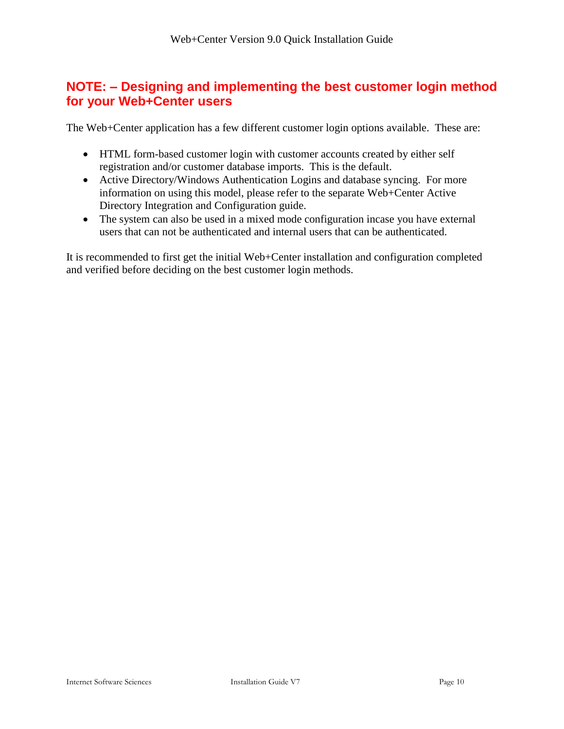## NOTE: – Designing and implementing the best customer login method for your Web+Center users

The Web+Center application has a few different customer login options available. These are:

- HTML form-based customer login with customer accounts created by either self registration and/or customer database imports. This is the default.
- Active Directory/Windows Authentication Logins and database syncing. For more information on using this model, please refer to the separate Web+Center Active Directory Integration and Configuration guide.
- The system can also be used in a mixed mode configuration incase you have external users that can not be authenticated and internal users that can be authenticated.

It is recommended to first get the initial Web+Center installation and configuration completed and verified before deciding on the best customer login methods.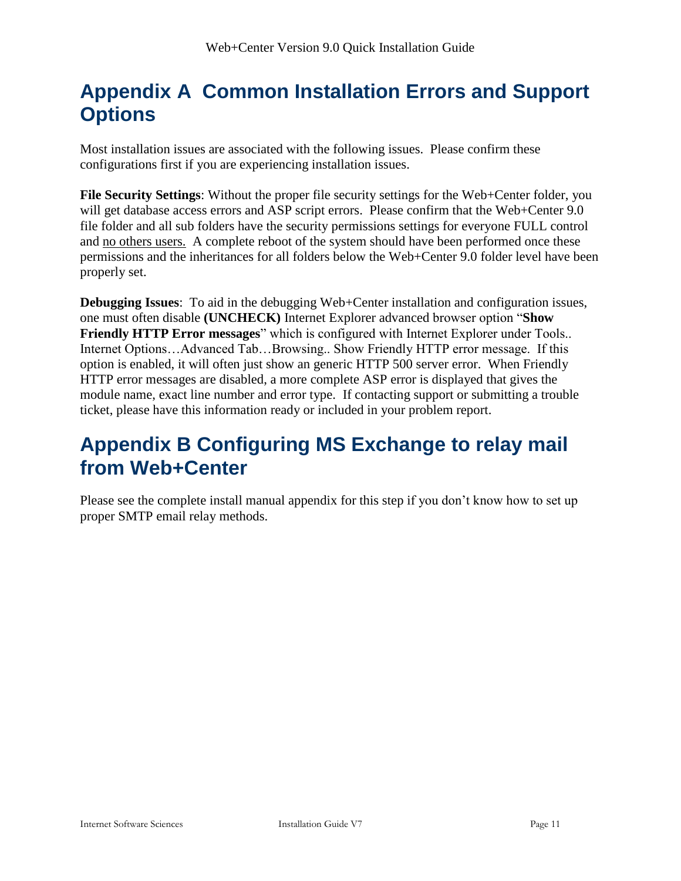# Appendix A  Common Installation Errors and Support Options

Most installation issues are associated with the following issues.  Please confirm these configurations first if you are experiencing installation issues.

**File Security Settings**: Without the proper file security settings for the Web+Center folder, you will get database access errors and ASP script errors.  Please confirm that the Web+Center 9.0 file folder and all sub folders have the security permissions settings for everyone FULL control and <u>no others users.</u>  A complete reboot of the system should have been performed once these permissions and the inheritances for all folders below the Web+Center 9.0 folder level have been properly set.

**Debugging Issues**:  To aid in the debugging Web+Center installation and configuration issues, one must often disable **(UNCHECK)** Internet Explorer advanced browser option "**Show Friendly HTTP Error messages**" which is configured with Internet Explorer under Tools.. Internet Options…Advanced Tab…Browsing.. Show Friendly HTTP error message.  If this option is enabled, it will often just show an generic HTTP 500 server error.  When Friendly HTTP error messages are disabled, a more complete ASP error is displayed that gives the module name, exact line number and error type.  If contacting support or submitting a trouble ticket, please have this information ready or included in your problem report.

# Appendix B Configuring MS Exchange to relay mail from Web+Center

Please see the complete install manual appendix for this step if you don't know how to set up proper SMTP email relay methods.